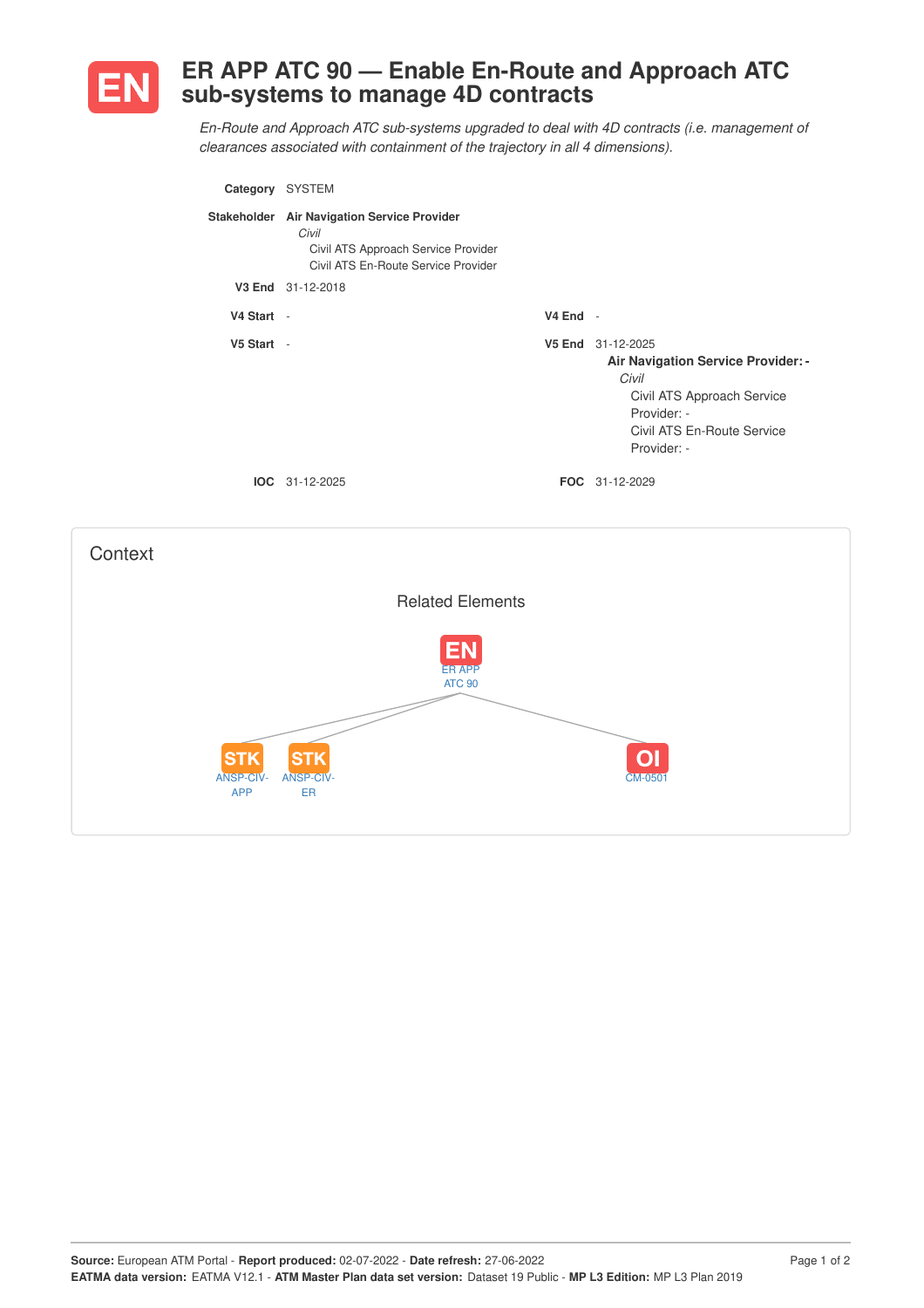# EN ER APP ATC 90 — Enable En-Route and Approach ATC sub-systems to manage 4D contracts

*En-Route and Approach ATC sub-systems upgraded to deal with 4D contracts (i.e. management of clearances associated with containment of the trajectory in all 4 dimensions).*

**Category** SYSTEM

**Stakeholder** **Air Navigation Service Provider**
*Civil*
Civil ATS Approach Service Provider
Civil ATS En-Route Service Provider

**V3 End** 31-12-2018

**V4 Start** -

**V4 End** -

**V5 Start** -

**V5 End** 31-12-2025
**Air Navigation Service Provider: -**
*Civil*
Civil ATS Approach Service Provider: -
Civil ATS En-Route Service Provider: -

**IOC** 31-12-2025

**FOC** 31-12-2029

## Context

### Related Elements

EN
ER APP ATC 90

STK
ANSP-CIV-APP

STK
ANSP-CIV-ER

OI
CM-0501

**Source:** European ATM Portal - **Report produced:** 02-07-2022 - **Date refresh:** 27-06-2022
**EATMA data version:** EATMA V12.1 - **ATM Master Plan data set version:** Dataset 19 Public - **MP L3 Edition:** MP L3 Plan 2019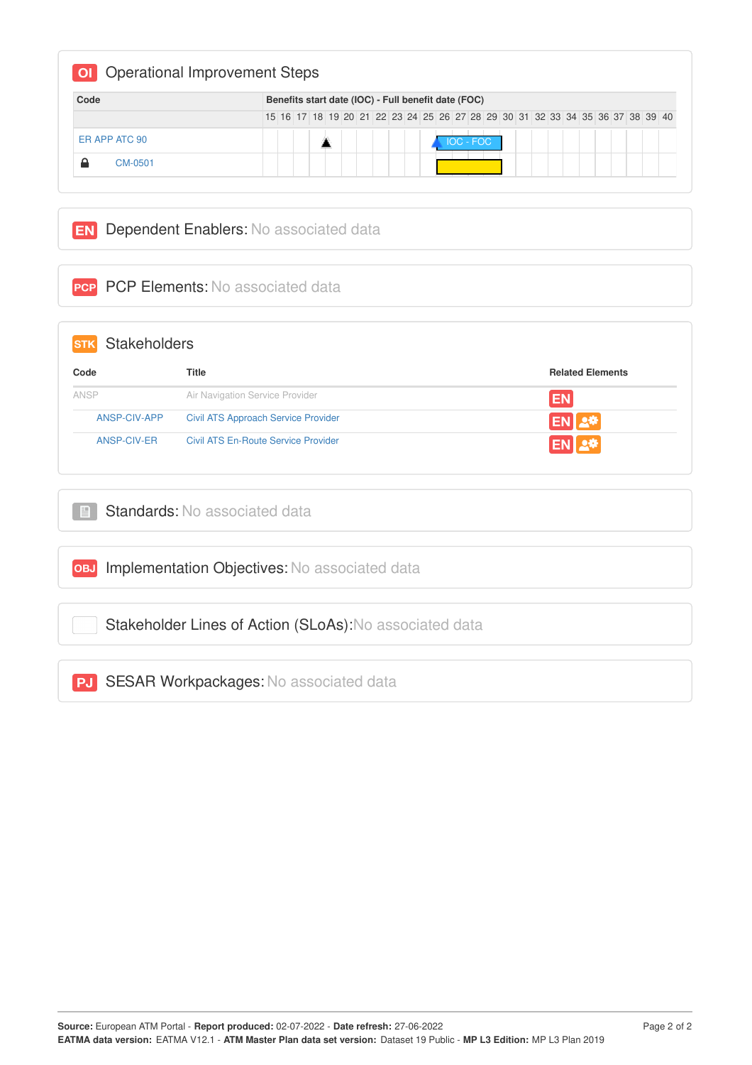## OI Operational Improvement Steps

| Code | Benefits start date (IOC) - Full benefit date (FOC) |
|---|---|
| ER APP ATC 90 | IOC - FOC |
| CM-0501 | |

15 16 17 18 19 20 21 22 23 24 25 26 27 28 29 30 31 32 33 34 35 36 37 38 39 40

## EN Dependent Enablers: No associated data

## PCP PCP Elements: No associated data

## STK Stakeholders

| Code | Title | Related Elements |
|---|---|---|
| ANSP | Air Navigation Service Provider | EN |
| ANSP-CIV-APP | Civil ATS Approach Service Provider | EN |
| ANSP-CIV-ER | Civil ATS En-Route Service Provider | EN |

## Standards: No associated data

## OBJ Implementation Objectives: No associated data

## Stakeholder Lines of Action (SLoAs): No associated data

## PJ SESAR Workpackages: No associated data

**Source:** European ATM Portal - **Report produced:** 02-07-2022 - **Date refresh:** 27-06-2022
**EATMA data version:** EATMA V12.1 - **ATM Master Plan data set version:** Dataset 19 Public - **MP L3 Edition:** MP L3 Plan 2019